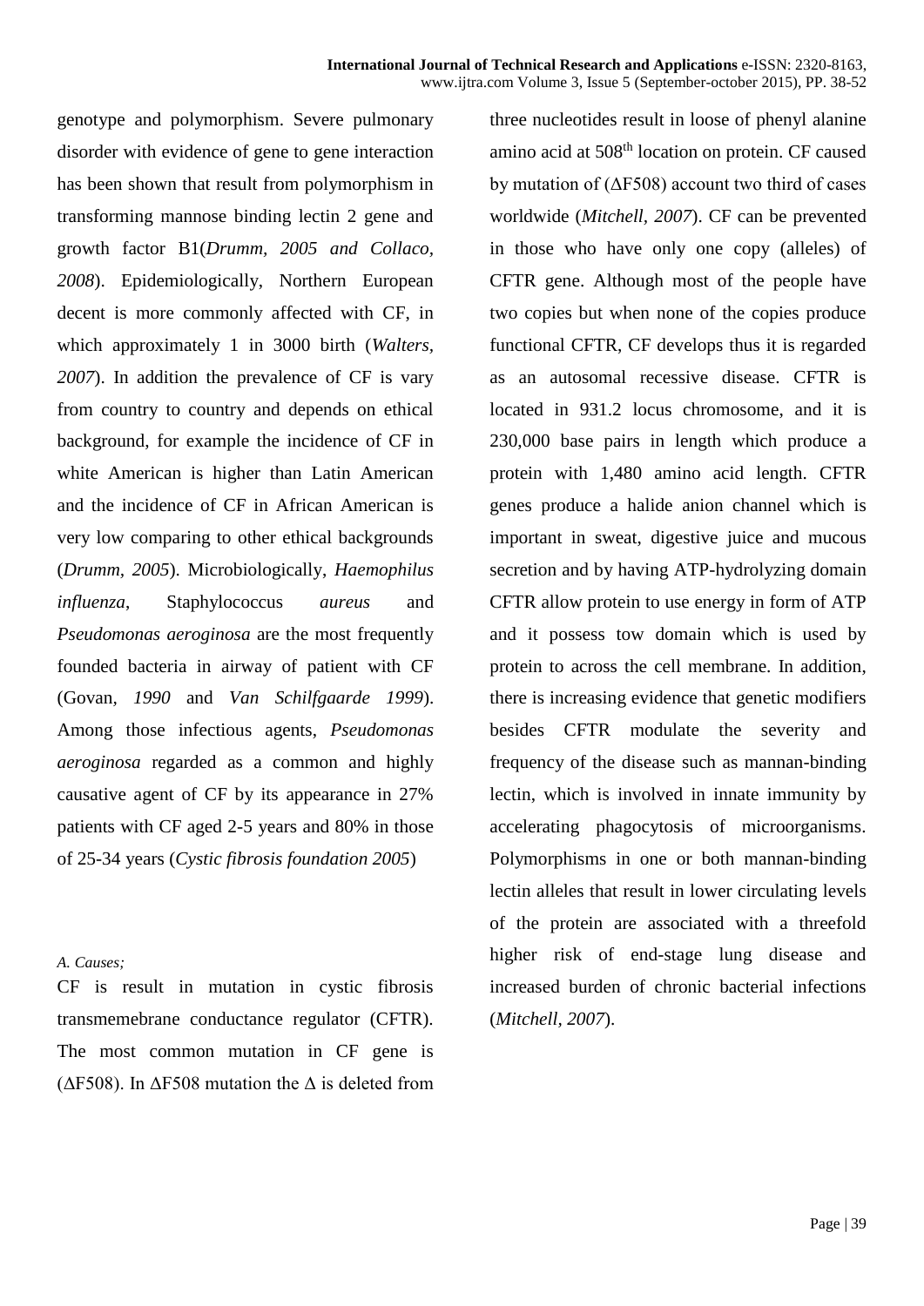genotype and polymorphism. Severe pulmonary disorder with evidence of gene to gene interaction has been shown that result from polymorphism in transforming mannose binding lectin 2 gene and growth factor B1(*Drumm, 2005 and Collaco, 2008*). Epidemiologically, Northern European decent is more commonly affected with CF, in which approximately 1 in 3000 birth (*Walters, 2007*). In addition the prevalence of CF is vary from country to country and depends on ethical background, for example the incidence of CF in white American is higher than Latin American and the incidence of CF in African American is very low comparing to other ethical backgrounds (*Drumm, 2005*). Microbiologically, *Haemophilus influenza*, Staphylococcus *aureus* and *Pseudomonas aeroginosa* are the most frequently founded bacteria in airway of patient with CF (Govan, *1990* and *Van Schilfgaarde 1999*). Among those infectious agents, *Pseudomonas aeroginosa* regarded as a common and highly causative agent of CF by its appearance in 27% patients with CF aged 2-5 years and 80% in those of 25-34 years (*Cystic fibrosis foundation 2005*)

*A. Causes;*

CF is result in mutation in cystic fibrosis transmemebrane conductance regulator (CFTR). The most common mutation in CF gene is ($\Delta$F508). In $\Delta$F508 mutation the $\Delta$ is deleted from three nucleotides result in loose of phenyl alanine amino acid at 508th location on protein. CF caused by mutation of ($\Delta$F508) account two third of cases worldwide (*Mitchell, 2007*). CF can be prevented in those who have only one copy (alleles) of CFTR gene. Although most of the people have two copies but when none of the copies produce functional CFTR, CF develops thus it is regarded as an autosomal recessive disease. CFTR is located in 931.2 locus chromosome, and it is 230,000 base pairs in length which produce a protein with 1,480 amino acid length. CFTR genes produce a halide anion channel which is important in sweat, digestive juice and mucous secretion and by having ATP-hydrolyzing domain CFTR allow protein to use energy in form of ATP and it possess tow domain which is used by protein to across the cell membrane. In addition, there is increasing evidence that genetic modifiers besides CFTR modulate the severity and frequency of the disease such as mannan-binding lectin, which is involved in innate immunity by accelerating phagocytosis of microorganisms. Polymorphisms in one or both mannan-binding lectin alleles that result in lower circulating levels of the protein are associated with a threefold higher risk of end-stage lung disease and increased burden of chronic bacterial infections (*Mitchell, 2007*).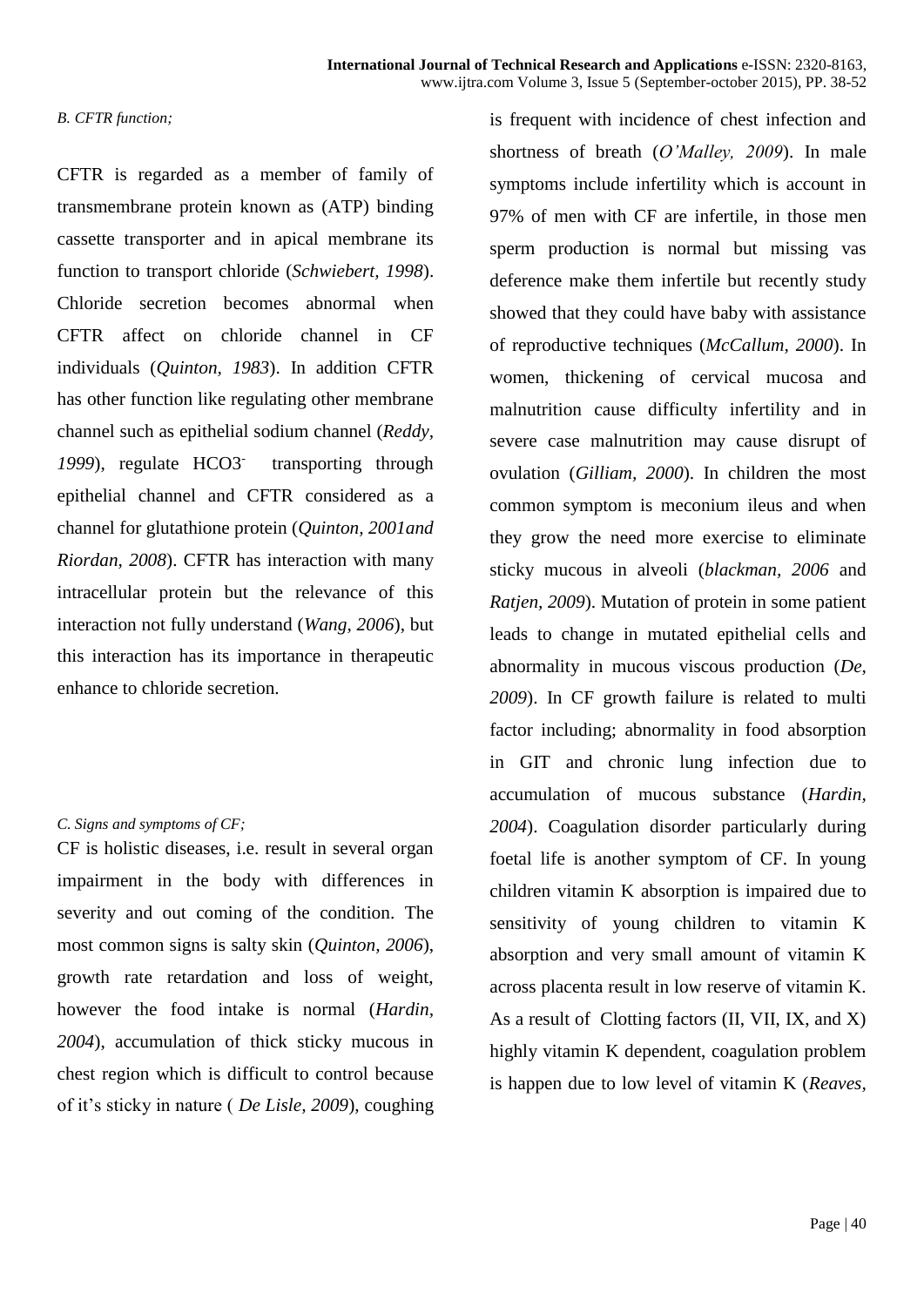### *B. CFTR function;*

CFTR is regarded as a member of family of transmembrane protein known as (ATP) binding cassette transporter and in apical membrane its function to transport chloride (*Schwiebert, 1998*). Chloride secretion becomes abnormal when CFTR affect on chloride channel in CF individuals (*Quinton, 1983*). In addition CFTR has other function like regulating other membrane channel such as epithelial sodium channel (*Reddy, 1999*), regulate $HCO3^-$ transporting through epithelial channel and CFTR considered as a channel for glutathione protein (*Quinton, 2001and Riordan, 2008*). CFTR has interaction with many intracellular protein but the relevance of this interaction not fully understand (*Wang, 2006*), but this interaction has its importance in therapeutic enhance to chloride secretion.

### *C. Signs and symptoms of CF;*

CF is holistic diseases, i.e. result in several organ impairment in the body with differences in severity and out coming of the condition. The most common signs is salty skin (*Quinton, 2006*), growth rate retardation and loss of weight, however the food intake is normal (*Hardin, 2004*), accumulation of thick sticky mucous in chest region which is difficult to control because of it's sticky in nature ( *De Lisle, 2009*), coughing is frequent with incidence of chest infection and shortness of breath (*O'Malley, 2009*). In male symptoms include infertility which is account in 97% of men with CF are infertile, in those men sperm production is normal but missing vas deference make them infertile but recently study showed that they could have baby with assistance of reproductive techniques (*McCallum, 2000*). In women, thickening of cervical mucosa and malnutrition cause difficulty infertility and in severe case malnutrition may cause disrupt of ovulation (*Gilliam, 2000*). In children the most common symptom is meconium ileus and when they grow the need more exercise to eliminate sticky mucous in alveoli (*blackman, 2006* and *Ratjen, 2009*). Mutation of protein in some patient leads to change in mutated epithelial cells and abnormality in mucous viscous production (*De, 2009*). In CF growth failure is related to multi factor including; abnormality in food absorption in GIT and chronic lung infection due to accumulation of mucous substance (*Hardin, 2004*). Coagulation disorder particularly during foetal life is another symptom of CF. In young children vitamin K absorption is impaired due to sensitivity of young children to vitamin K absorption and very small amount of vitamin K across placenta result in low reserve of vitamin K. As a result of Clotting factors (II, VII, IX, and X) highly vitamin K dependent, coagulation problem is happen due to low level of vitamin K (*Reaves,*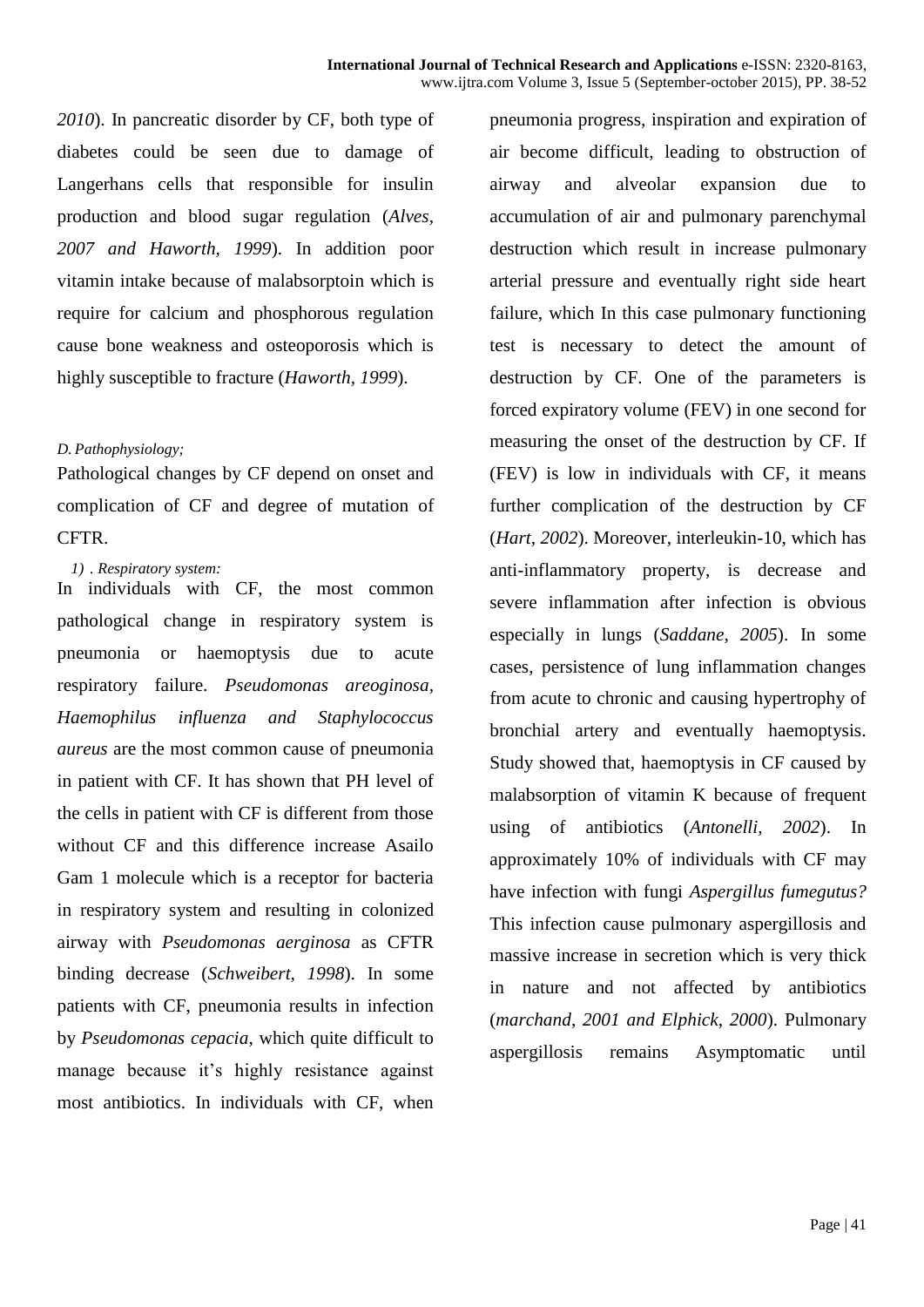*2010*). In pancreatic disorder by CF, both type of diabetes could be seen due to damage of Langerhans cells that responsible for insulin production and blood sugar regulation (*Alves, 2007 and Haworth, 1999*). In addition poor vitamin intake because of malabsorptoin which is require for calcium and phosphorous regulation cause bone weakness and osteoporosis which is highly susceptible to fracture (*Haworth, 1999*).

*D. Pathophysiology;*

Pathological changes by CF depend on onset and complication of CF and degree of mutation of CFTR.

*1) . Respiratory system:*

In individuals with CF, the most common pathological change in respiratory system is pneumonia or haemoptysis due to acute respiratory failure. *Pseudomonas areoginosa, Haemophilus influenza and Staphylococcus aureus* are the most common cause of pneumonia in patient with CF. It has shown that PH level of the cells in patient with CF is different from those without CF and this difference increase Asailo Gam 1 molecule which is a receptor for bacteria in respiratory system and resulting in colonized airway with *Pseudomonas aerginosa* as CFTR binding decrease (*Schweibert, 1998*). In some patients with CF, pneumonia results in infection by *Pseudomonas cepacia*, which quite difficult to manage because it's highly resistance against most antibiotics. In individuals with CF, when pneumonia progress, inspiration and expiration of air become difficult, leading to obstruction of airway and alveolar expansion due to accumulation of air and pulmonary parenchymal destruction which result in increase pulmonary arterial pressure and eventually right side heart failure, which In this case pulmonary functioning test is necessary to detect the amount of destruction by CF. One of the parameters is forced expiratory volume (FEV) in one second for measuring the onset of the destruction by CF. If (FEV) is low in individuals with CF, it means further complication of the destruction by CF (*Hart, 2002*). Moreover, interleukin-10, which has anti-inflammatory property, is decrease and severe inflammation after infection is obvious especially in lungs (*Saddane, 2005*). In some cases, persistence of lung inflammation changes from acute to chronic and causing hypertrophy of bronchial artery and eventually haemoptysis. Study showed that, haemoptysis in CF caused by malabsorption of vitamin K because of frequent using of antibiotics (*Antonelli, 2002*). In approximately 10% of individuals with CF may have infection with fungi *Aspergillus fumegutus?* This infection cause pulmonary aspergillosis and massive increase in secretion which is very thick in nature and not affected by antibiotics (*marchand, 2001 and Elphick, 2000*). Pulmonary aspergillosis remains Asymptomatic until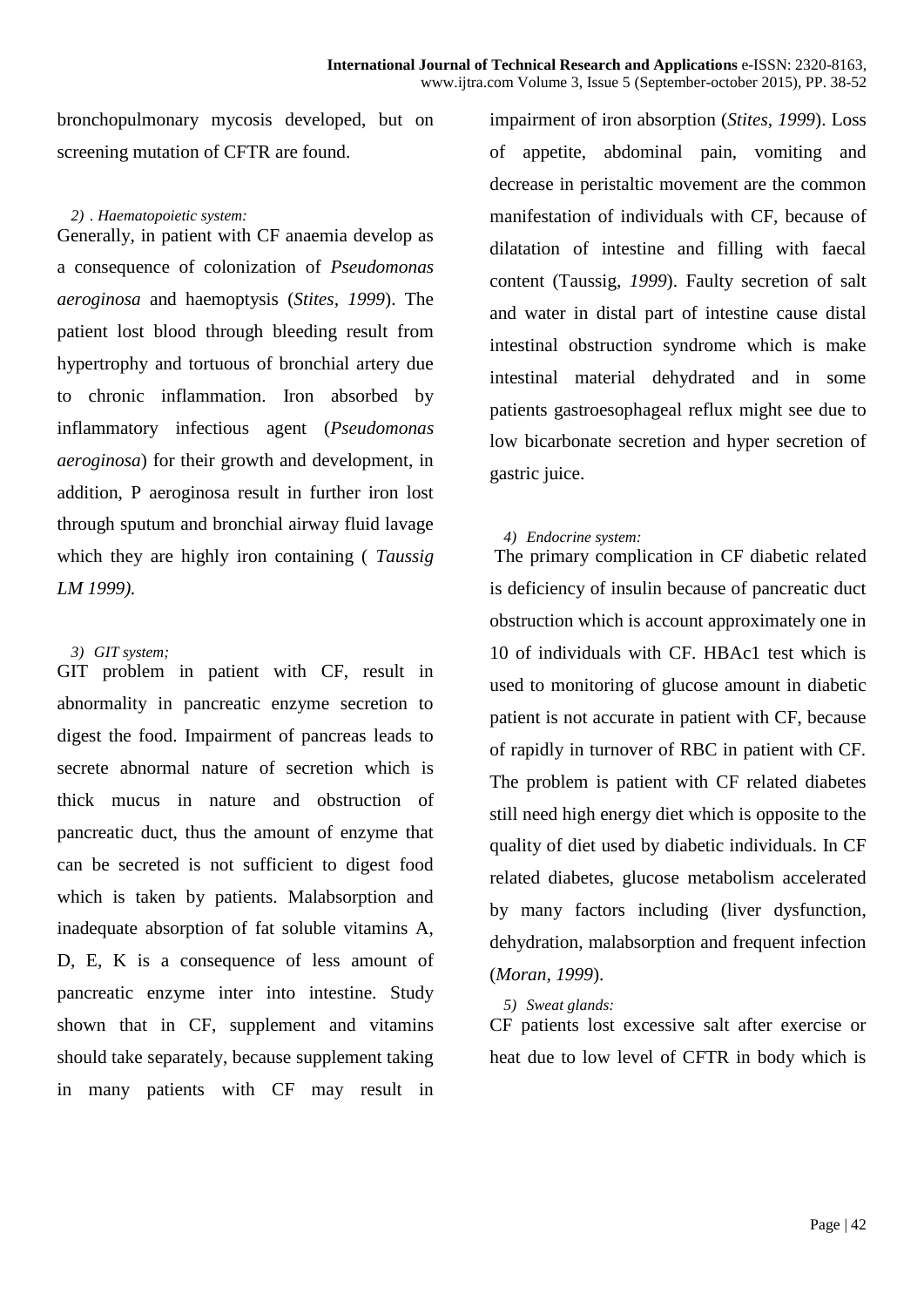bronchopulmonary mycosis developed, but on screening mutation of CFTR are found.

*2) . Haematopoietic system:*

Generally, in patient with CF anaemia develop as a consequence of colonization of *Pseudomonas aeroginosa* and haemoptysis (*Stites, 1999*). The patient lost blood through bleeding result from hypertrophy and tortuous of bronchial artery due to chronic inflammation. Iron absorbed by inflammatory infectious agent (*Pseudomonas aeroginosa*) for their growth and development, in addition, P aeroginosa result in further iron lost through sputum and bronchial airway fluid lavage which they are highly iron containing ( *Taussig LM 1999).*

*3) GIT system;*

GIT problem in patient with CF, result in abnormality in pancreatic enzyme secretion to digest the food. Impairment of pancreas leads to secrete abnormal nature of secretion which is thick mucus in nature and obstruction of pancreatic duct, thus the amount of enzyme that can be secreted is not sufficient to digest food which is taken by patients. Malabsorption and inadequate absorption of fat soluble vitamins A, D, E, K is a consequence of less amount of pancreatic enzyme inter into intestine. Study shown that in CF, supplement and vitamins should take separately, because supplement taking in many patients with CF may result in impairment of iron absorption (*Stites, 1999*). Loss of appetite, abdominal pain, vomiting and decrease in peristaltic movement are the common manifestation of individuals with CF, because of dilatation of intestine and filling with faecal content (Taussig, *1999*). Faulty secretion of salt and water in distal part of intestine cause distal intestinal obstruction syndrome which is make intestinal material dehydrated and in some patients gastroesophageal reflux might see due to low bicarbonate secretion and hyper secretion of gastric juice.

*4) Endocrine system:*

The primary complication in CF diabetic related is deficiency of insulin because of pancreatic duct obstruction which is account approximately one in 10 of individuals with CF. HBAc1 test which is used to monitoring of glucose amount in diabetic patient is not accurate in patient with CF, because of rapidly in turnover of RBC in patient with CF. The problem is patient with CF related diabetes still need high energy diet which is opposite to the quality of diet used by diabetic individuals. In CF related diabetes, glucose metabolism accelerated by many factors including (liver dysfunction, dehydration, malabsorption and frequent infection (*Moran, 1999*).

*5) Sweat glands:*

CF patients lost excessive salt after exercise or heat due to low level of CFTR in body which is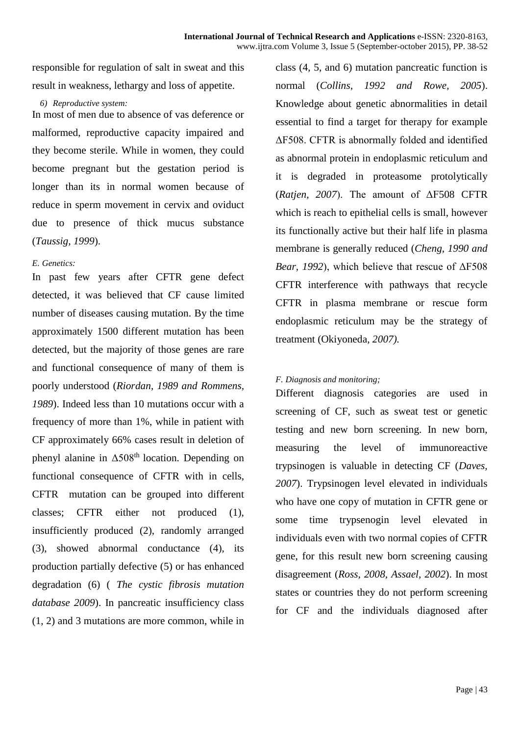responsible for regulation of salt in sweat and this result in weakness, lethargy and loss of appetite.

*6) Reproductive system:*

In most of men due to absence of vas deference or malformed, reproductive capacity impaired and they become sterile. While in women, they could become pregnant but the gestation period is longer than its in normal women because of reduce in sperm movement in cervix and oviduct due to presence of thick mucus substance (*Taussig, 1999*).

*E. Genetics:*

In past few years after CFTR gene defect detected, it was believed that CF cause limited number of diseases causing mutation. By the time approximately 1500 different mutation has been detected, but the majority of those genes are rare and functional consequence of many of them is poorly understood (*Riordan, 1989 and Rommens, 1989*). Indeed less than 10 mutations occur with a frequency of more than 1%, while in patient with CF approximately 66% cases result in deletion of phenyl alanine in $\Delta508^{th}$ location. Depending on functional consequence of CFTR with in cells, CFTR mutation can be grouped into different classes; CFTR either not produced (1), insufficiently produced (2), randomly arranged (3), showed abnormal conductance (4), its production partially defective (5) or has enhanced degradation (6) ( *The cystic fibrosis mutation database 2009*). In pancreatic insufficiency class (1, 2) and 3 mutations are more common, while in class (4, 5, and 6) mutation pancreatic function is normal (*Collins, 1992 and Rowe, 2005*). Knowledge about genetic abnormalities in detail essential to find a target for therapy for example ΔF508. CFTR is abnormally folded and identified as abnormal protein in endoplasmic reticulum and it is degraded in proteasome protolytically (*Ratjen, 2007*). The amount of ΔF508 CFTR which is reach to epithelial cells is small, however its functionally active but their half life in plasma membrane is generally reduced (*Cheng, 1990 and Bear, 1992*), which believe that rescue of ΔF508 CFTR interference with pathways that recycle CFTR in plasma membrane or rescue form endoplasmic reticulum may be the strategy of treatment (Okiyoneda*, 2007).*

*F. Diagnosis and monitoring;*

Different diagnosis categories are used in screening of CF, such as sweat test or genetic testing and new born screening. In new born, measuring the level of immunoreactive trypsinogen is valuable in detecting CF (*Daves, 2007*). Trypsinogen level elevated in individuals who have one copy of mutation in CFTR gene or some time trypsenogin level elevated in individuals even with two normal copies of CFTR gene, for this result new born screening causing disagreement (*Ross, 2008, Assael, 2002*). In most states or countries they do not perform screening for CF and the individuals diagnosed after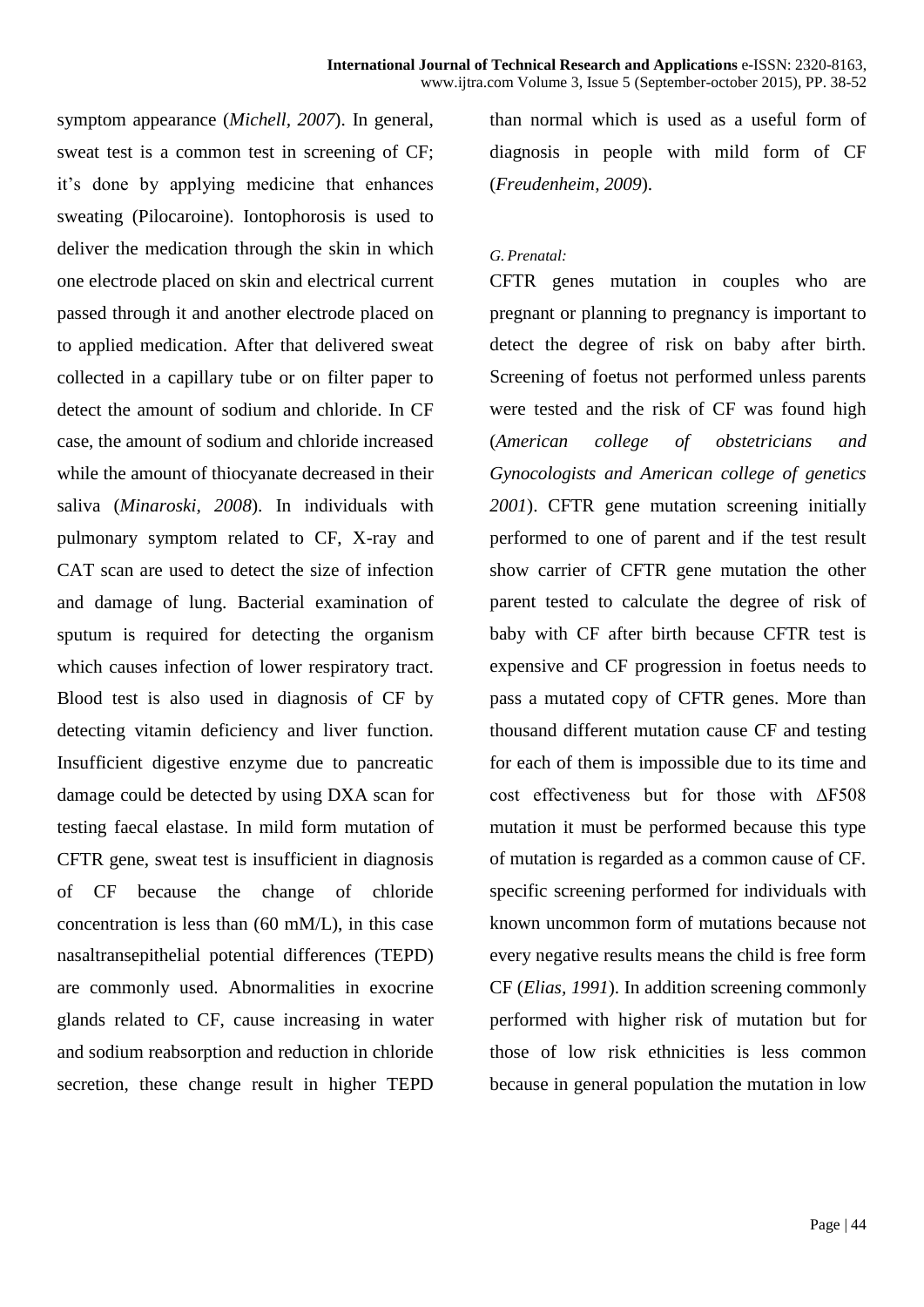symptom appearance (*Michell, 2007*). In general, sweat test is a common test in screening of CF; it's done by applying medicine that enhances sweating (Pilocaroine). Iontophorosis is used to deliver the medication through the skin in which one electrode placed on skin and electrical current passed through it and another electrode placed on to applied medication. After that delivered sweat collected in a capillary tube or on filter paper to detect the amount of sodium and chloride. In CF case, the amount of sodium and chloride increased while the amount of thiocyanate decreased in their saliva (*Minaroski, 2008*). In individuals with pulmonary symptom related to CF, X-ray and CAT scan are used to detect the size of infection and damage of lung. Bacterial examination of sputum is required for detecting the organism which causes infection of lower respiratory tract. Blood test is also used in diagnosis of CF by detecting vitamin deficiency and liver function. Insufficient digestive enzyme due to pancreatic damage could be detected by using DXA scan for testing faecal elastase. In mild form mutation of CFTR gene, sweat test is insufficient in diagnosis of CF because the change of chloride concentration is less than (60 mM/L), in this case nasaltransepithelial potential differences (TEPD) are commonly used. Abnormalities in exocrine glands related to CF, cause increasing in water and sodium reabsorption and reduction in chloride secretion, these change result in higher TEPD than normal which is used as a useful form of diagnosis in people with mild form of CF (*Freudenheim, 2009*).

*G. Prenatal:*

CFTR genes mutation in couples who are pregnant or planning to pregnancy is important to detect the degree of risk on baby after birth. Screening of foetus not performed unless parents were tested and the risk of CF was found high (*American college of obstetricians and Gynocologists and American college of genetics 2001*). CFTR gene mutation screening initially performed to one of parent and if the test result show carrier of CFTR gene mutation the other parent tested to calculate the degree of risk of baby with CF after birth because CFTR test is expensive and CF progression in foetus needs to pass a mutated copy of CFTR genes. More than thousand different mutation cause CF and testing for each of them is impossible due to its time and cost effectiveness but for those with ΔF508 mutation it must be performed because this type of mutation is regarded as a common cause of CF. specific screening performed for individuals with known uncommon form of mutations because not every negative results means the child is free form CF (*Elias, 1991*). In addition screening commonly performed with higher risk of mutation but for those of low risk ethnicities is less common because in general population the mutation in low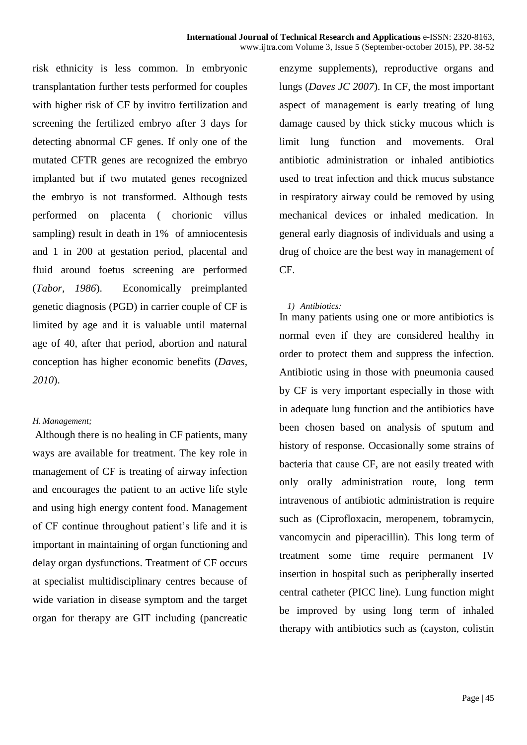risk ethnicity is less common. In embryonic transplantation further tests performed for couples with higher risk of CF by invitro fertilization and screening the fertilized embryo after 3 days for detecting abnormal CF genes. If only one of the mutated CFTR genes are recognized the embryo implanted but if two mutated genes recognized the embryo is not transformed. Although tests performed on placenta ( chorionic villus sampling) result in death in 1% of amniocentesis and 1 in 200 at gestation period, placental and fluid around foetus screening are performed (*Tabor, 1986*). Economically preimplanted genetic diagnosis (PGD) in carrier couple of CF is limited by age and it is valuable until maternal age of 40, after that period, abortion and natural conception has higher economic benefits (*Daves, 2010*).

### *H. Management;*

Although there is no healing in CF patients, many ways are available for treatment. The key role in management of CF is treating of airway infection and encourages the patient to an active life style and using high energy content food. Management of CF continue throughout patient's life and it is important in maintaining of organ functioning and delay organ dysfunctions. Treatment of CF occurs at specialist multidisciplinary centres because of wide variation in disease symptom and the target organ for therapy are GIT including (pancreatic enzyme supplements), reproductive organs and lungs (*Daves JC 2007*). In CF, the most important aspect of management is early treating of lung damage caused by thick sticky mucous which is limit lung function and movements. Oral antibiotic administration or inhaled antibiotics used to treat infection and thick mucus substance in respiratory airway could be removed by using mechanical devices or inhaled medication. In general early diagnosis of individuals and using a drug of choice are the best way in management of CF.

#### *1) Antibiotics:*

In many patients using one or more antibiotics is normal even if they are considered healthy in order to protect them and suppress the infection. Antibiotic using in those with pneumonia caused by CF is very important especially in those with in adequate lung function and the antibiotics have been chosen based on analysis of sputum and history of response. Occasionally some strains of bacteria that cause CF, are not easily treated with only orally administration route, long term intravenous of antibiotic administration is require such as (Ciprofloxacin, meropenem, tobramycin, vancomycin and piperacillin). This long term of treatment some time require permanent IV insertion in hospital such as peripherally inserted central catheter (PICC line). Lung function might be improved by using long term of inhaled therapy with antibiotics such as (cayston, colistin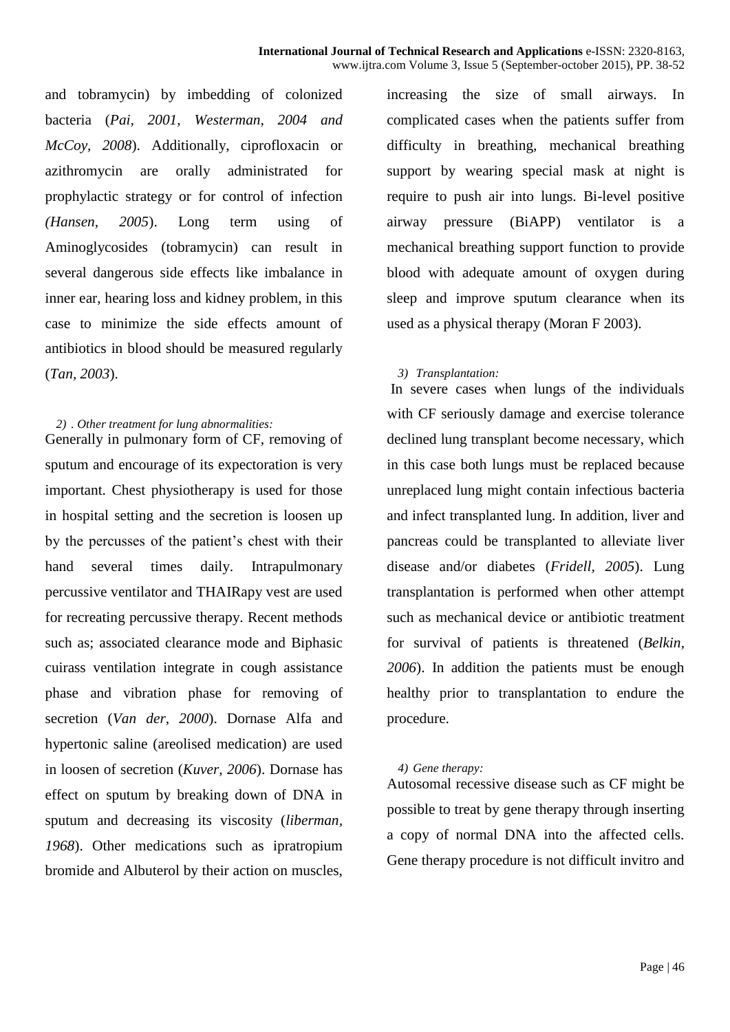and tobramycin) by imbedding of colonized bacteria (*Pai, 2001, Westerman, 2004 and McCoy, 2008*). Additionally, ciprofloxacin or azithromycin are orally administrated for prophylactic strategy or for control of infection *(Hansen, 2005*). Long term using of Aminoglycosides (tobramycin) can result in several dangerous side effects like imbalance in inner ear, hearing loss and kidney problem, in this case to minimize the side effects amount of antibiotics in blood should be measured regularly (*Tan, 2003*).

*2) . Other treatment for lung abnormalities:*

Generally in pulmonary form of CF, removing of sputum and encourage of its expectoration is very important. Chest physiotherapy is used for those in hospital setting and the secretion is loosen up by the percusses of the patient's chest with their hand several times daily. Intrapulmonary percussive ventilator and THAIRapy vest are used for recreating percussive therapy. Recent methods such as; associated clearance mode and Biphasic cuirass ventilation integrate in cough assistance phase and vibration phase for removing of secretion (*Van der, 2000*). Dornase Alfa and hypertonic saline (areolised medication) are used in loosen of secretion (*Kuver, 2006*). Dornase has effect on sputum by breaking down of DNA in sputum and decreasing its viscosity (*liberman, 1968*). Other medications such as ipratropium bromide and Albuterol by their action on muscles, increasing the size of small airways. In complicated cases when the patients suffer from difficulty in breathing, mechanical breathing support by wearing special mask at night is require to push air into lungs. Bi-level positive airway pressure (BiAPP) ventilator is a mechanical breathing support function to provide blood with adequate amount of oxygen during sleep and improve sputum clearance when its used as a physical therapy (Moran F 2003).

*3) Transplantation:*

In severe cases when lungs of the individuals with CF seriously damage and exercise tolerance declined lung transplant become necessary, which in this case both lungs must be replaced because unreplaced lung might contain infectious bacteria and infect transplanted lung. In addition, liver and pancreas could be transplanted to alleviate liver disease and/or diabetes (*Fridell, 2005*). Lung transplantation is performed when other attempt such as mechanical device or antibiotic treatment for survival of patients is threatened (*Belkin, 2006*). In addition the patients must be enough healthy prior to transplantation to endure the procedure.

*4) Gene therapy:*

Autosomal recessive disease such as CF might be possible to treat by gene therapy through inserting a copy of normal DNA into the affected cells. Gene therapy procedure is not difficult invitro and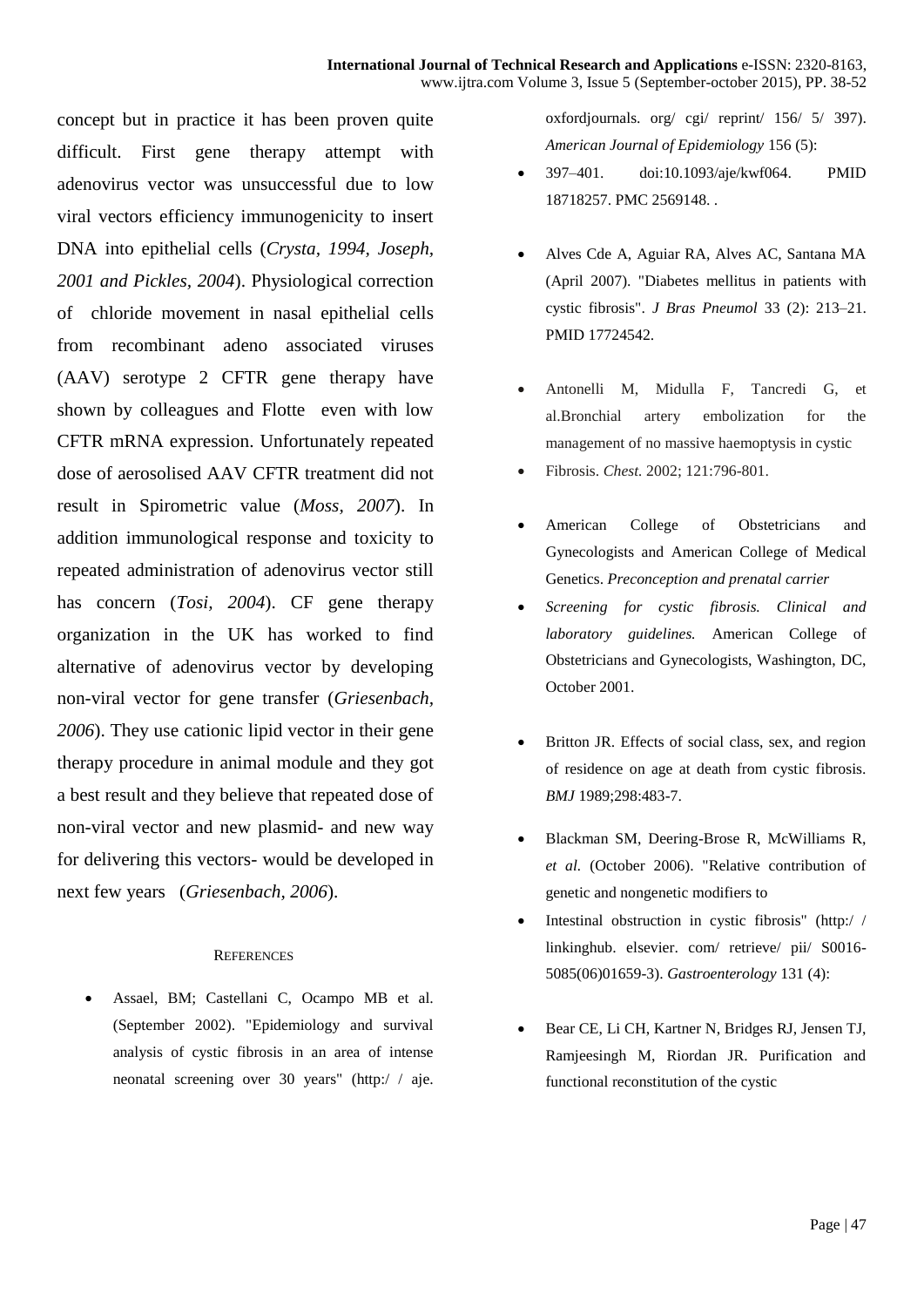concept but in practice it has been proven quite difficult. First gene therapy attempt with adenovirus vector was unsuccessful due to low viral vectors efficiency immunogenicity to insert DNA into epithelial cells (*Crysta, 1994, Joseph, 2001 and Pickles, 2004*). Physiological correction of chloride movement in nasal epithelial cells from recombinant adeno associated viruses (AAV) serotype 2 CFTR gene therapy have shown by colleagues and Flotte even with low CFTR mRNA expression. Unfortunately repeated dose of aerosolised AAV CFTR treatment did not result in Spirometric value (*Moss, 2007*). In addition immunological response and toxicity to repeated administration of adenovirus vector still has concern (*Tosi, 2004*). CF gene therapy organization in the UK has worked to find alternative of adenovirus vector by developing non-viral vector for gene transfer (*Griesenbach, 2006*). They use cationic lipid vector in their gene therapy procedure in animal module and they got a best result and they believe that repeated dose of non-viral vector and new plasmid- and new way for delivering this vectors- would be developed in next few years (*Griesenbach, 2006*).

## References

- Assael, BM; Castellani C, Ocampo MB et al. (September 2002). "Epidemiology and survival analysis of cystic fibrosis in an area of intense neonatal screening over 30 years" (http:/ / aje. oxfordjournals. org/ cgi/ reprint/ 156/ 5/ 397). *American Journal of Epidemiology* 156 (5):
- 397–401. doi:10.1093/aje/kwf064. PMID 18718257. PMC 2569148. .
- Alves Cde A, Aguiar RA, Alves AC, Santana MA (April 2007). "Diabetes mellitus in patients with cystic fibrosis". *J Bras Pneumol* 33 (2): 213–21. PMID 17724542.
- Antonelli M, Midulla F, Tancredi G, et al.Bronchial artery embolization for the management of no massive haemoptysis in cystic
- Fibrosis. *Chest.* 2002; 121:796-801.
- American College of Obstetricians and Gynecologists and American College of Medical Genetics. *Preconception and prenatal carrier*
- *Screening for cystic fibrosis. Clinical and laboratory guidelines.* American College of Obstetricians and Gynecologists, Washington, DC, October 2001.
- Britton JR. Effects of social class, sex, and region of residence on age at death from cystic fibrosis. *BMJ* 1989;298:483-7.
- Blackman SM, Deering-Brose R, McWilliams R, *et al.* (October 2006). "Relative contribution of genetic and nongenetic modifiers to
- Intestinal obstruction in cystic fibrosis" (http:/ / linkinghub. elsevier. com/ retrieve/ pii/ S0016-5085(06)01659-3). *Gastroenterology* 131 (4):
- Bear CE, Li CH, Kartner N, Bridges RJ, Jensen TJ, Ramjeesingh M, Riordan JR. Purification and functional reconstitution of the cystic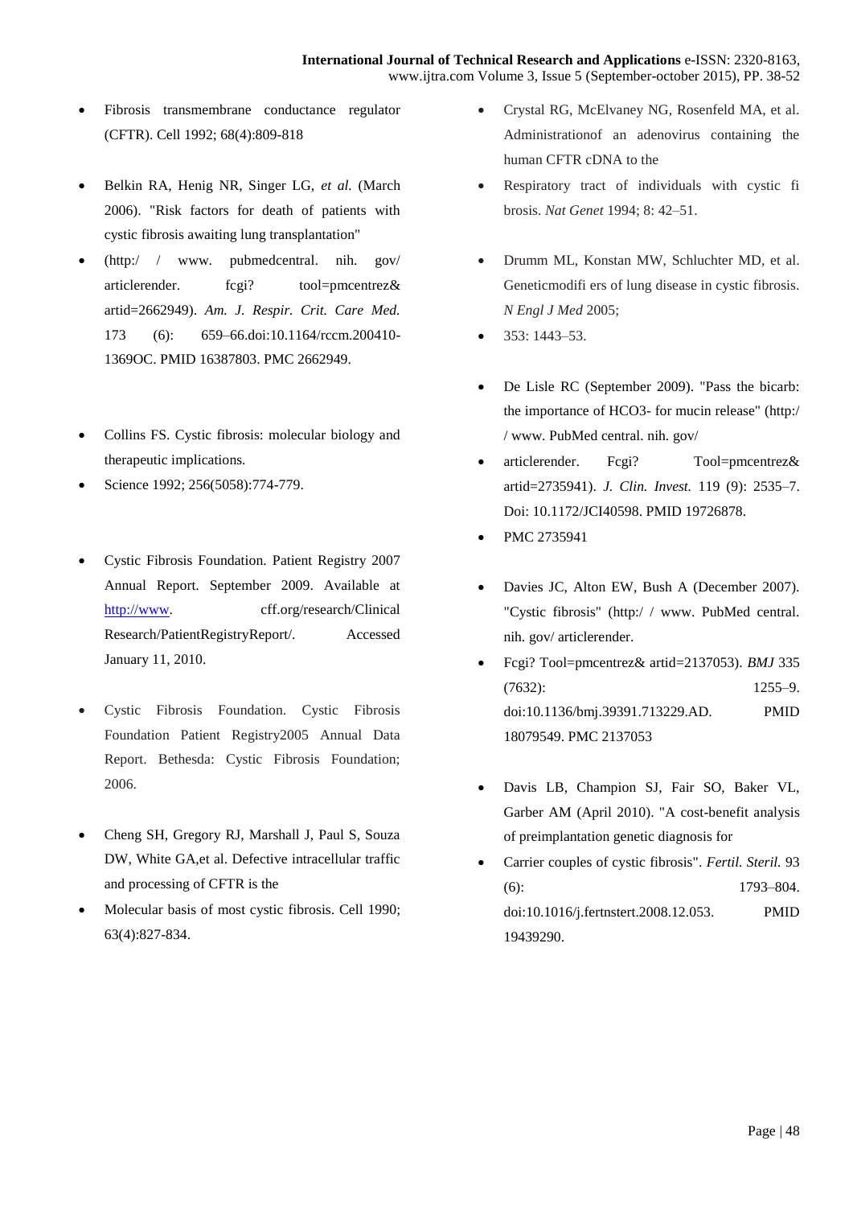- Fibrosis transmembrane conductance regulator (CFTR). Cell 1992; 68(4):809-818
- Belkin RA, Henig NR, Singer LG, *et al.* (March 2006). "Risk factors for death of patients with cystic fibrosis awaiting lung transplantation"
- (http:/ / www. pubmedcentral. nih. gov/ articlerender. fcgi? tool=pmcentrez& artid=2662949). *Am. J. Respir. Crit. Care Med.* 173 (6): 659–66.doi:10.1164/rccm.200410-1369OC. PMID 16387803. PMC 2662949.
- Collins FS. Cystic fibrosis: molecular biology and therapeutic implications.
- Science 1992; 256(5058):774-779.
- Cystic Fibrosis Foundation. Patient Registry 2007 Annual Report. September 2009. Available at [http://www](http://www). cff.org/research/Clinical Research/PatientRegistryReport/. Accessed January 11, 2010.
- Cystic Fibrosis Foundation. Cystic Fibrosis Foundation Patient Registry2005 Annual Data Report. Bethesda: Cystic Fibrosis Foundation; 2006.
- Cheng SH, Gregory RJ, Marshall J, Paul S, Souza DW, White GA,et al. Defective intracellular traffic and processing of CFTR is the
- Molecular basis of most cystic fibrosis. Cell 1990; 63(4):827-834.
- Crystal RG, McElvaney NG, Rosenfeld MA, et al. Administrationof an adenovirus containing the human CFTR cDNA to the
- Respiratory tract of individuals with cystic fi brosis. *Nat Genet* 1994; 8: 42–51.
- Drumm ML, Konstan MW, Schluchter MD, et al. Geneticmodifi ers of lung disease in cystic fibrosis. *N Engl J Med* 2005;
- 353: 1443–53.
- De Lisle RC (September 2009). "Pass the bicarb: the importance of HCO3- for mucin release" (http:/ / www. PubMed central. nih. gov/
- articlerender. Fcgi? Tool=pmcentrez& artid=2735941). *J. Clin. Invest.* 119 (9): 2535–7. Doi: 10.1172/JCI40598. PMID 19726878.
- PMC 2735941
- Davies JC, Alton EW, Bush A (December 2007). "Cystic fibrosis" (http:/ / www. PubMed central. nih. gov/ articlerender.
- Fcgi? Tool=pmcentrez& artid=2137053). *BMJ* 335 (7632): 1255–9. doi:10.1136/bmj.39391.713229.AD. PMID 18079549. PMC 2137053
- Davis LB, Champion SJ, Fair SO, Baker VL, Garber AM (April 2010). "A cost-benefit analysis of preimplantation genetic diagnosis for
- Carrier couples of cystic fibrosis". *Fertil. Steril.* 93 (6): 1793–804. doi:10.1016/j.fertnstert.2008.12.053. PMID 19439290.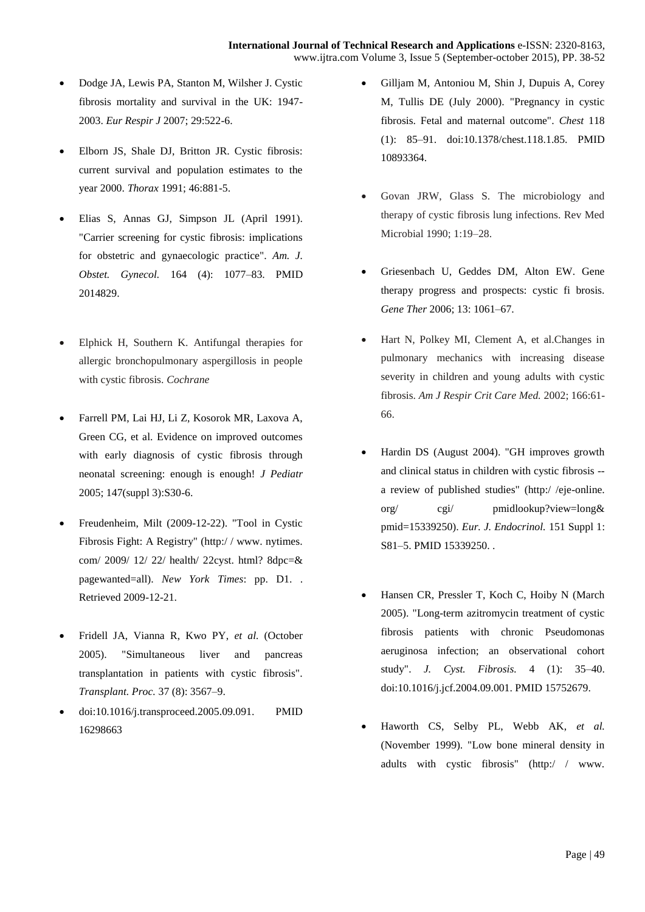- Dodge JA, Lewis PA, Stanton M, Wilsher J. Cystic fibrosis mortality and survival in the UK: 1947-2003. *Eur Respir J* 2007; 29:522-6.

- Elborn JS, Shale DJ, Britton JR. Cystic fibrosis: current survival and population estimates to the year 2000. *Thorax* 1991; 46:881-5.

- Elias S, Annas GJ, Simpson JL (April 1991). "Carrier screening for cystic fibrosis: implications for obstetric and gynaecologic practice". *Am. J. Obstet. Gynecol.* 164 (4): 1077–83. PMID 2014829.

- Elphick H, Southern K. Antifungal therapies for allergic bronchopulmonary aspergillosis in people with cystic fibrosis. *Cochrane*

- Farrell PM, Lai HJ, Li Z, Kosorok MR, Laxova A, Green CG, et al. Evidence on improved outcomes with early diagnosis of cystic fibrosis through neonatal screening: enough is enough! *J Pediatr* 2005; 147(suppl 3):S30-6.

- Freudenheim, Milt (2009-12-22). "Tool in Cystic Fibrosis Fight: A Registry" (http:/ / www. nytimes. com/ 2009/ 12/ 22/ health/ 22cyst. html? 8dpc=& pagewanted=all). *New York Times*: pp. D1. . Retrieved 2009-12-21.

- Fridell JA, Vianna R, Kwo PY, *et al.* (October 2005). "Simultaneous liver and pancreas transplantation in patients with cystic fibrosis". *Transplant. Proc.* 37 (8): 3567–9.

- doi:10.1016/j.transproceed.2005.09.091. PMID 16298663

- Gilljam M, Antoniou M, Shin J, Dupuis A, Corey M, Tullis DE (July 2000). "Pregnancy in cystic fibrosis. Fetal and maternal outcome". *Chest* 118 (1): 85–91. doi:10.1378/chest.118.1.85. PMID 10893364.

- Govan JRW, Glass S. The microbiology and therapy of cystic fibrosis lung infections. Rev Med Microbial 1990; 1:19–28.

- Griesenbach U, Geddes DM, Alton EW. Gene therapy progress and prospects: cystic fi brosis. *Gene Ther* 2006; 13: 1061–67.

- Hart N, Polkey MI, Clement A, et al.Changes in pulmonary mechanics with increasing disease severity in children and young adults with cystic fibrosis. *Am J Respir Crit Care Med.* 2002; 166:61-66.

- Hardin DS (August 2004). "GH improves growth and clinical status in children with cystic fibrosis -- a review of published studies" (http:/ /eje-online. org/ cgi/ pmidlookup?view=long& pmid=15339250). *Eur. J. Endocrinol.* 151 Suppl 1: S81–5. PMID 15339250. .

- Hansen CR, Pressler T, Koch C, Hoiby N (March 2005). "Long-term azitromycin treatment of cystic fibrosis patients with chronic Pseudomonas aeruginosa infection; an observational cohort study". *J. Cyst. Fibrosis.* 4 (1): 35–40. doi:10.1016/j.jcf.2004.09.001. PMID 15752679.

- Haworth CS, Selby PL, Webb AK, *et al.* (November 1999). "Low bone mineral density in adults with cystic fibrosis" (http:/ / www.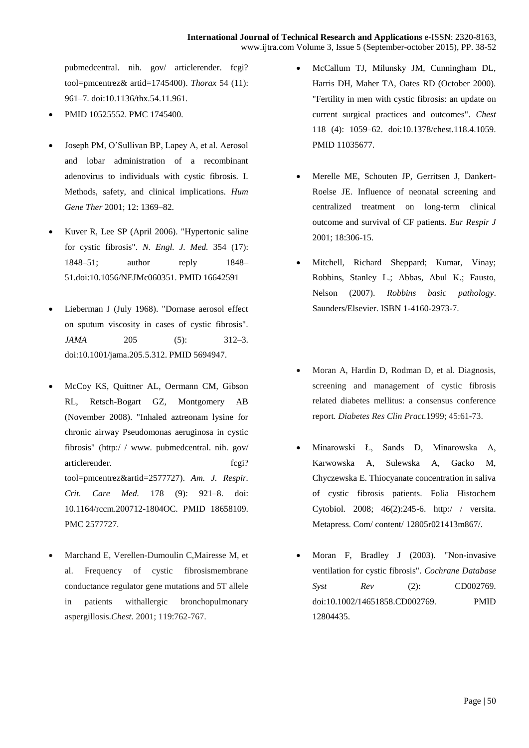pubmedcentral. nih. gov/ articlerender. fcgi? tool=pmcentrez& artid=1745400). *Thorax* 54 (11): 961–7. doi:10.1136/thx.54.11.961.

- PMID 10525552. PMC 1745400.

- Joseph PM, O'Sullivan BP, Lapey A, et al. Aerosol and lobar administration of a recombinant adenovirus to individuals with cystic fibrosis. I. Methods, safety, and clinical implications. *Hum Gene Ther* 2001; 12: 1369–82.

- Kuver R, Lee SP (April 2006). "Hypertonic saline for cystic fibrosis". *N. Engl. J. Med.* 354 (17): 1848–51; author reply 1848–51.doi:10.1056/NEJMc060351. PMID 16642591

- Lieberman J (July 1968). "Dornase aerosol effect on sputum viscosity in cases of cystic fibrosis". *JAMA* 205 (5): 312–3. doi:10.1001/jama.205.5.312. PMID 5694947.

- McCoy KS, Quittner AL, Oermann CM, Gibson RL, Retsch-Bogart GZ, Montgomery AB (November 2008). "Inhaled aztreonam lysine for chronic airway Pseudomonas aeruginosa in cystic fibrosis" (http:/ / www. pubmedcentral. nih. gov/ articlerender. fcgi? tool=pmcentrez&artid=2577727). *Am. J. Respir. Crit. Care Med.* 178 (9): 921–8. doi: 10.1164/rccm.200712-1804OC. PMID 18658109. PMC 2577727.

- Marchand E, Verellen-Dumoulin C,Mairesse M, et al. Frequency of cystic fibrosismembrane conductance regulator gene mutations and 5T allele in patients withallergic bronchopulmonary aspergillosis.*Chest.* 2001; 119:762-767.

- McCallum TJ, Milunsky JM, Cunningham DL, Harris DH, Maher TA, Oates RD (October 2000). "Fertility in men with cystic fibrosis: an update on current surgical practices and outcomes". *Chest* 118 (4): 1059–62. doi:10.1378/chest.118.4.1059. PMID 11035677.

- Merelle ME, Schouten JP, Gerritsen J, Dankert-Roelse JE. Influence of neonatal screening and centralized treatment on long-term clinical outcome and survival of CF patients. *Eur Respir J* 2001; 18:306-15.

- Mitchell, Richard Sheppard; Kumar, Vinay; Robbins, Stanley L.; Abbas, Abul K.; Fausto, Nelson (2007). *Robbins basic pathology*. Saunders/Elsevier. ISBN 1-4160-2973-7.

- Moran A, Hardin D, Rodman D, et al. Diagnosis, screening and management of cystic fibrosis related diabetes mellitus: a consensus conference report. *Diabetes Res Clin Pract.*1999; 45:61-73.

- Minarowski Ł, Sands D, Minarowska A, Karwowska A, Sulewska A, Gacko M, Chyczewska E. Thiocyanate concentration in saliva of cystic fibrosis patients. Folia Histochem Cytobiol. 2008; 46(2):245-6. http:/ / versita. Metapress. Com/ content/ 12805r021413m867/.

- Moran F, Bradley J (2003). "Non-invasive ventilation for cystic fibrosis". *Cochrane Database Syst Rev* (2): CD002769. doi:10.1002/14651858.CD002769. PMID 12804435.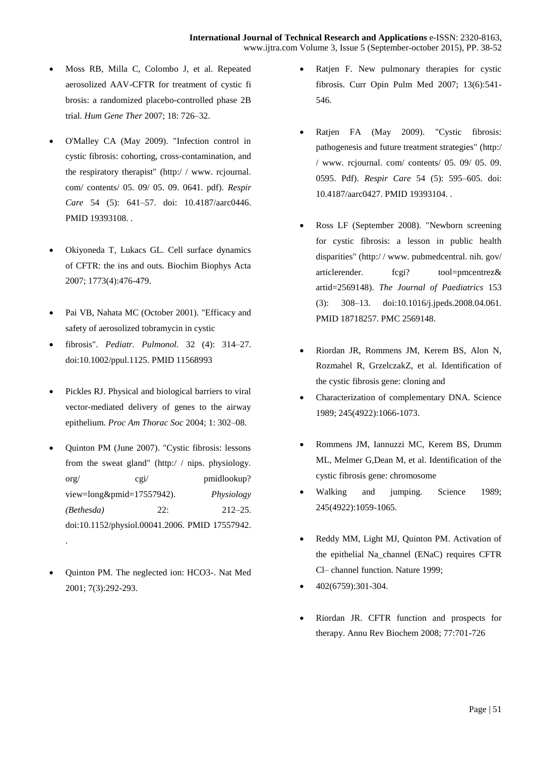- Moss RB, Milla C, Colombo J, et al. Repeated aerosolized AAV-CFTR for treatment of cystic fi brosis: a randomized placebo-controlled phase 2B trial. *Hum Gene Ther* 2007; 18: 726–32.

- O'Malley CA (May 2009). "Infection control in cystic fibrosis: cohorting, cross-contamination, and the respiratory therapist" (http:/ / www. rcjournal. com/ contents/ 05. 09/ 05. 09. 0641. pdf). *Respir Care* 54 (5): 641–57. doi: 10.4187/aarc0446. PMID 19393108. .

- Okiyoneda T, Lukacs GL. Cell surface dynamics of CFTR: the ins and outs. Biochim Biophys Acta 2007; 1773(4):476-479.

- Pai VB, Nahata MC (October 2001). "Efficacy and safety of aerosolized tobramycin in cystic
- fibrosis". *Pediatr. Pulmonol.* 32 (4): 314–27. doi:10.1002/ppul.1125. PMID 11568993

- Pickles RJ. Physical and biological barriers to viral vector-mediated delivery of genes to the airway epithelium. *Proc Am Thorac Soc* 2004; 1: 302–08.

- Quinton PM (June 2007). "Cystic fibrosis: lessons from the sweat gland" (http:/ / nips. physiology. org/ cgi/ pmidlookup? view=long&pmid=17557942). *Physiology (Bethesda)* 22: 212–25. doi:10.1152/physiol.00041.2006. PMID 17557942. .

- Quinton PM. The neglected ion: HCO3-. Nat Med 2001; 7(3):292-293.

- Ratjen F. New pulmonary therapies for cystic fibrosis. Curr Opin Pulm Med 2007; 13(6):541-546.

- Ratjen FA (May 2009). "Cystic fibrosis: pathogenesis and future treatment strategies" (http:/ / www. rcjournal. com/ contents/ 05. 09/ 05. 09. 0595. Pdf). *Respir Care* 54 (5): 595–605. doi: 10.4187/aarc0427. PMID 19393104. .

- Ross LF (September 2008). "Newborn screening for cystic fibrosis: a lesson in public health disparities" (http:/ / www. pubmedcentral. nih. gov/ articlerender. fcgi? tool=pmcentrez& artid=2569148). *The Journal of Paediatrics* 153 (3): 308–13. doi:10.1016/j.jpeds.2008.04.061. PMID 18718257. PMC 2569148.

- Riordan JR, Rommens JM, Kerem BS, Alon N, Rozmahel R, GrzelczakZ, et al. Identification of the cystic fibrosis gene: cloning and
- Characterization of complementary DNA. Science 1989; 245(4922):1066-1073.

- Rommens JM, Iannuzzi MC, Kerem BS, Drumm ML, Melmer G,Dean M, et al. Identification of the cystic fibrosis gene: chromosome
- Walking and jumping. Science 1989; 245(4922):1059-1065.

- Reddy MM, Light MJ, Quinton PM. Activation of the epithelial Na_channel (ENaC) requires CFTR Cl– channel function. Nature 1999;
- 402(6759):301-304.

- Riordan JR. CFTR function and prospects for therapy. Annu Rev Biochem 2008; 77:701-726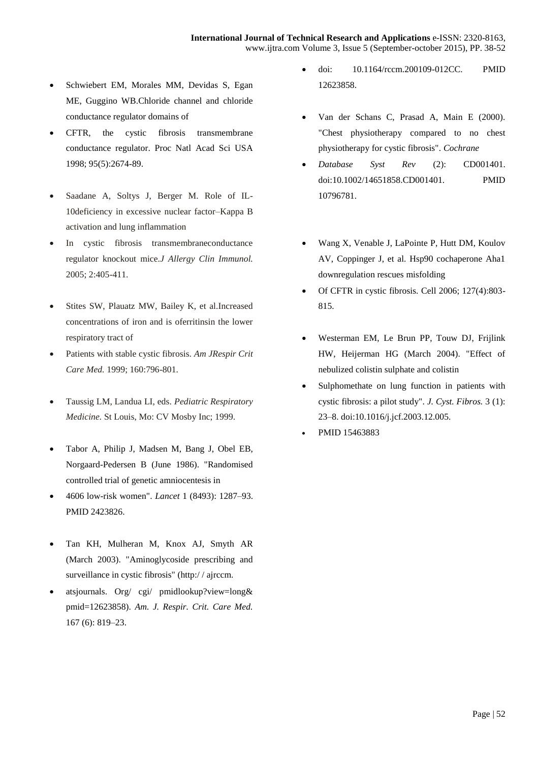- Schwiebert EM, Morales MM, Devidas S, Egan ME, Guggino WB.Chloride channel and chloride conductance regulator domains of
- CFTR, the cystic fibrosis transmembrane conductance regulator. Proc Natl Acad Sci USA 1998; 95(5):2674-89.

- Saadane A, Soltys J, Berger M. Role of IL-10deficiency in excessive nuclear factor–Kappa B activation and lung inflammation
- In cystic fibrosis transmembraneconductance regulator knockout mice.*J Allergy Clin Immunol.* 2005; 2:405-411.

- Stites SW, Plauatz MW, Bailey K, et al.Increased concentrations of iron and is oferritinsin the lower respiratory tract of
- Patients with stable cystic fibrosis. *Am JRespir Crit Care Med.* 1999; 160:796-801.

- Taussig LM, Landua LI, eds. *Pediatric Respiratory Medicine.* St Louis, Mo: CV Mosby Inc; 1999.

- Tabor A, Philip J, Madsen M, Bang J, Obel EB, Norgaard-Pedersen B (June 1986). "Randomised controlled trial of genetic amniocentesis in
- 4606 low-risk women". *Lancet* 1 (8493): 1287–93. PMID 2423826.

- Tan KH, Mulheran M, Knox AJ, Smyth AR (March 2003). "Aminoglycoside prescribing and surveillance in cystic fibrosis" (http:/ / ajrccm.
- atsjournals. Org/ cgi/ pmidlookup?view=long& pmid=12623858). *Am. J. Respir. Crit. Care Med.* 167 (6): 819–23.
- doi: 10.1164/rccm.200109-012CC. PMID 12623858.

- Van der Schans C, Prasad A, Main E (2000). "Chest physiotherapy compared to no chest physiotherapy for cystic fibrosis". *Cochrane*
- *Database Syst Rev* (2): CD001401. doi:10.1002/14651858.CD001401. PMID 10796781.

- Wang X, Venable J, LaPointe P, Hutt DM, Koulov AV, Coppinger J, et al. Hsp90 cochaperone Aha1 downregulation rescues misfolding
- Of CFTR in cystic fibrosis. Cell 2006; 127(4):803-815.

- Westerman EM, Le Brun PP, Touw DJ, Frijlink HW, Heijerman HG (March 2004). "Effect of nebulized colistin sulphate and colistin
- Sulphomethate on lung function in patients with cystic fibrosis: a pilot study". *J. Cyst. Fibros.* 3 (1): 23–8. doi:10.1016/j.jcf.2003.12.005.
- PMID 15463883